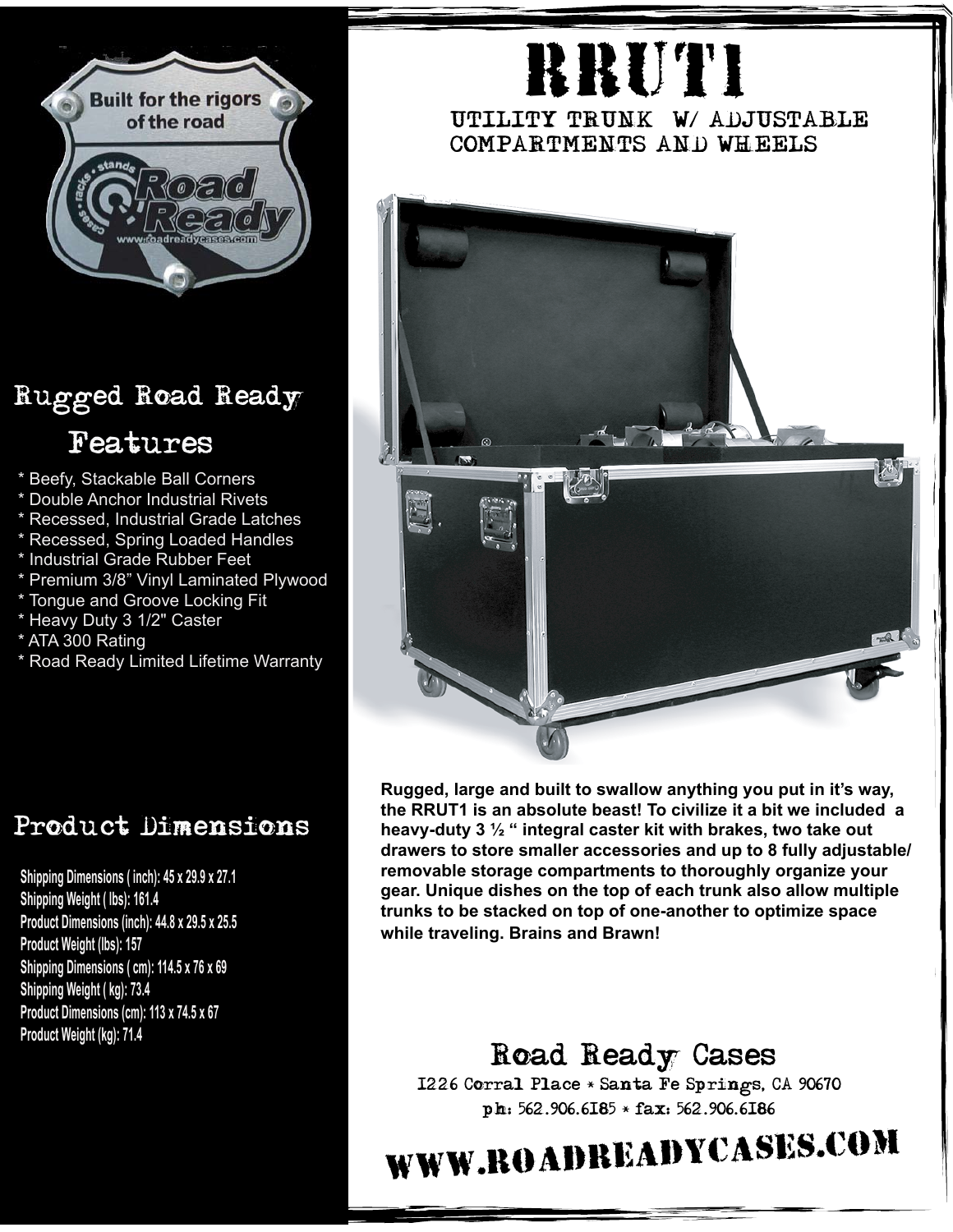# RRUT1

## UTILITY TRUNK W/ ADJUSTABLE COMPARTMENTS AND WHEELS

## Rugged Road Ready Features

* Beefy, Stackable Ball Corners
* Double Anchor Industrial Rivets
* Recessed, Industrial Grade Latches
* Recessed, Spring Loaded Handles
* Industrial Grade Rubber Feet
* Premium 3/8" Vinyl Laminated Plywood
* Tongue and Groove Locking Fit
* Heavy Duty 3 1/2" Caster
* ATA 300 Rating
* Road Ready Limited Lifetime Warranty

## Product Dimensions

**Shipping Dimensions ( inch): 45 x 29.9 x 27.1**
**Shipping Weight ( lbs): 161.4**
**Product Dimensions (inch): 44.8 x 29.5 x 25.5**
**Product Weight (lbs): 157**
**Shipping Dimensions ( cm): 114.5 x 76 x 69**
**Shipping Weight ( kg): 73.4**
**Product Dimensions (cm): 113 x 74.5 x 67**
**Product Weight (kg): 71.4**

**Rugged, large and built to swallow anything you put in it's way, the RRUT1 is an absolute beast! To civilize it a bit we included a heavy-duty 3 ½ " integral caster kit with brakes, two take out drawers to store smaller accessories and up to 8 fully adjustable/ removable storage compartments to thoroughly organize your gear. Unique dishes on the top of each trunk also allow multiple trunks to be stacked on top of one-another to optimize space while traveling. Brains and Brawn!**

## Road Ready Cases

1226 Corral Place * Santa Fe Springs, CA 90670
ph: 562.906.6185 * fax: 562.906.6186

# WWW.ROADREADYCASES.COM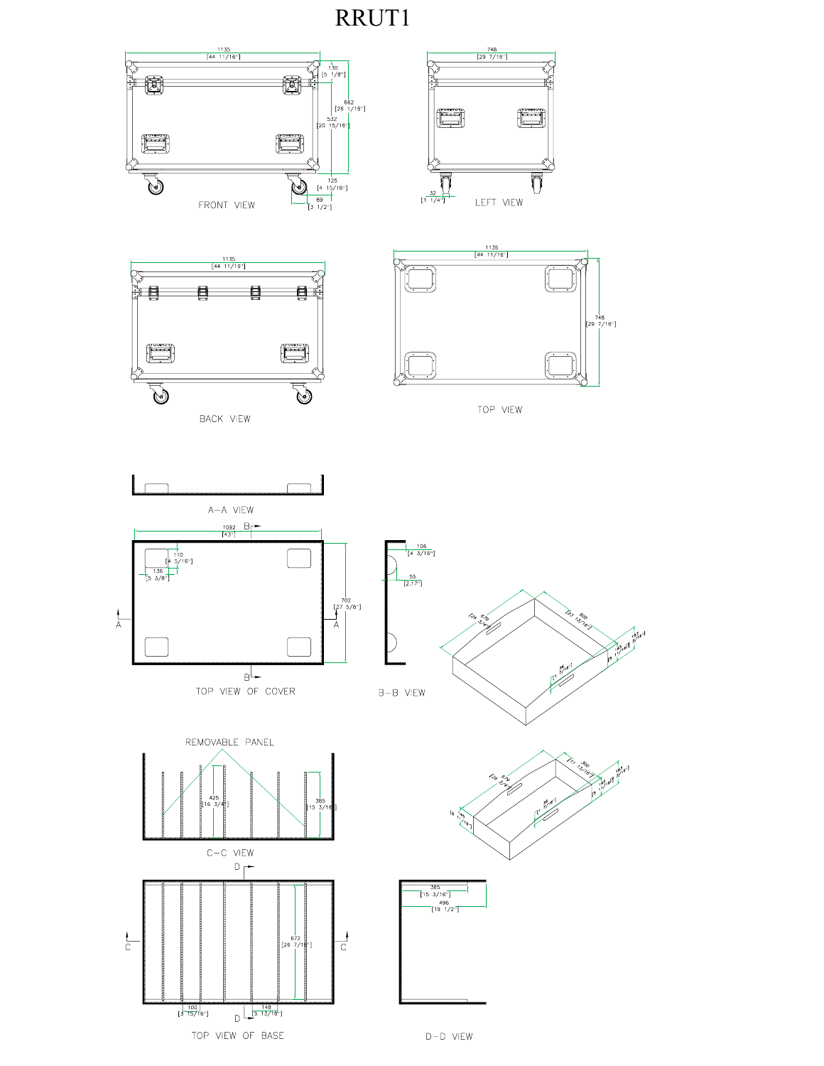# RRUT1

1135
[44 11/16"]

130
[5 1/8"]

662
[26 1/16"]

532
[20 15/16"]

125
[4 15/16"]

89
[3 1/2"]

FRONT VIEW

748
[29 7/16"]

32
[1 1/4"]

LEFT VIEW

1135
[44 11/16"]

BACK VIEW

1135
[44 11/16"]

748
[29 7/16"]

TOP VIEW

A–A VIEW

1092
[43"]

110
[4 5/16"]

136
[5 3/8"]

702
[27 5/8"]

TOP VIEW OF COVER

106
[4 3/16"]

55
[2.17"]

B–B VIEW

679
[26 3/4"]

605
[23 13/16"]

36
[1 7/16"]

REMOVABLE PANEL

425
[16 3/4"]

385
[15 3/16"]

C–C VIEW

679
[26 3/4"]

300
[11 13/16"]

36
[1 7/16"]

672
[26 7/16"]

100
[3 15/16"]

148
[5 13/16"]

TOP VIEW OF BASE

385
[15 3/16"]

496
[19 1/2"]

D–D VIEW